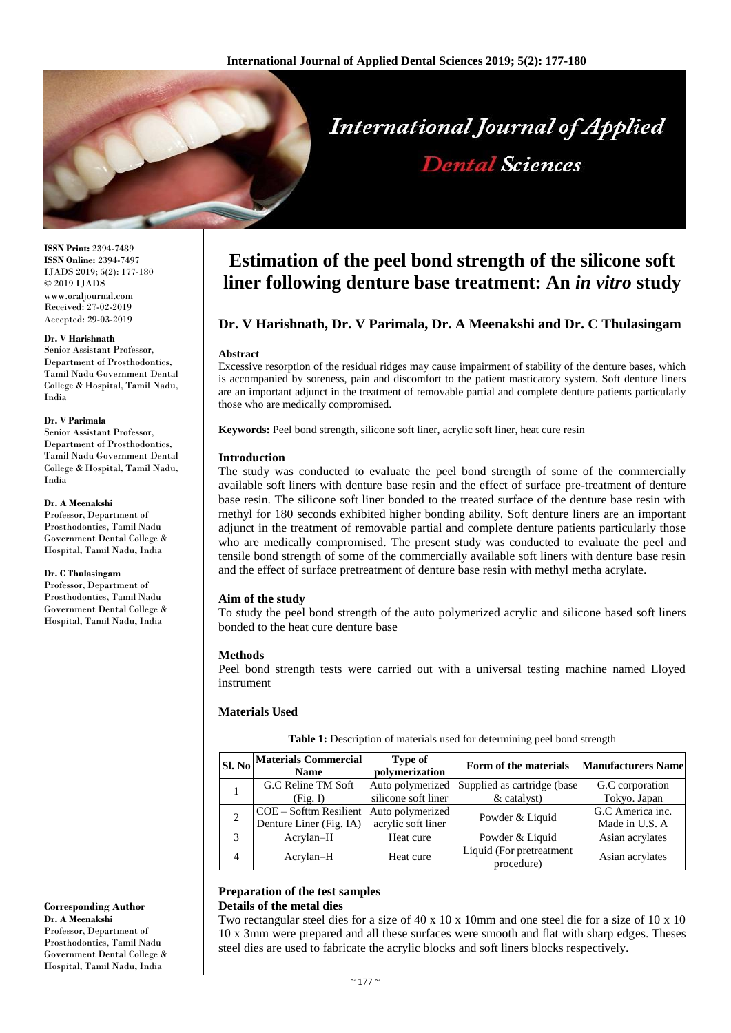# Estimation of the peel bond strength of the silicone soft liner following denture base treatment: An *in vitro* study

**Dr. V Harishnath, Dr. V Parimala, Dr. A Meenakshi and Dr. C Thulasingam**

**ISSN Print:** 2394-7489
**ISSN Online:** 2394-7497
IJADS 2019; 5(2): 177-180
© 2019 IJADS
www.oraljournal.com
Received: 27-02-2019
Accepted: 29-03-2019

**Dr. V Harishnath**
Senior Assistant Professor, Department of Prosthodontics, Tamil Nadu Government Dental College & Hospital, Tamil Nadu, India

**Dr. V Parimala**
Senior Assistant Professor, Department of Prosthodontics, Tamil Nadu Government Dental College & Hospital, Tamil Nadu, India

**Dr. A Meenakshi**
Professor, Department of Prosthodontics, Tamil Nadu Government Dental College & Hospital, Tamil Nadu, India

**Dr. C Thulasingam**
Professor, Department of Prosthodontics, Tamil Nadu Government Dental College & Hospital, Tamil Nadu, India

**Corresponding Author**
**Dr. A Meenakshi**
Professor, Department of Prosthodontics, Tamil Nadu Government Dental College & Hospital, Tamil Nadu, India

### Abstract

Excessive resorption of the residual ridges may cause impairment of stability of the denture bases, which is accompanied by soreness, pain and discomfort to the patient masticatory system. Soft denture liners are an important adjunct in the treatment of removable partial and complete denture patients particularly those who are medically compromised.

**Keywords:** Peel bond strength, silicone soft liner, acrylic soft liner, heat cure resin

### Introduction

The study was conducted to evaluate the peel bond strength of some of the commercially available soft liners with denture base resin and the effect of surface pre-treatment of denture base resin. The silicone soft liner bonded to the treated surface of the denture base resin with methyl for 180 seconds exhibited higher bonding ability. Soft denture liners are an important adjunct in the treatment of removable partial and complete denture patients particularly those who are medically compromised. The present study was conducted to evaluate the peel and tensile bond strength of some of the commercially available soft liners with denture base resin and the effect of surface pretreatment of denture base resin with methyl metha acrylate.

### Aim of the study

To study the peel bond strength of the auto polymerized acrylic and silicone based soft liners bonded to the heat cure denture base

### Methods

Peel bond strength tests were carried out with a universal testing machine named Lloyed instrument

### Materials Used

**Table 1:** Description of materials used for determining peel bond strength

| Sl. No | Materials Commercial Name | Type of polymerization | Form of the materials | Manufacturers Name |
|---|---|---|---|---|
| 1 | G.C Reline TM Soft (Fig. I) | Auto polymerized silicone soft liner | Supplied as cartridge (base & catalyst) | G.C corporation Tokyo. Japan |
| 2 | COE – Softtm Resilient Denture Liner (Fig. IA) | Auto polymerized acrylic soft liner | Powder & Liquid | G.C America inc. Made in U.S. A |
| 3 | Acrylan–H | Heat cure | Powder & Liquid | Asian acrylates |
| 4 | Acrylan–H | Heat cure | Liquid (For pretreatment procedure) | Asian acrylates |

### Preparation of the test samples

**Details of the metal dies**

Two rectangular steel dies for a size of 40 x 10 x 10mm and one steel die for a size of 10 x 10 10 x 3mm were prepared and all these surfaces were smooth and flat with sharp edges. Theses steel dies are used to fabricate the acrylic blocks and soft liners blocks respectively.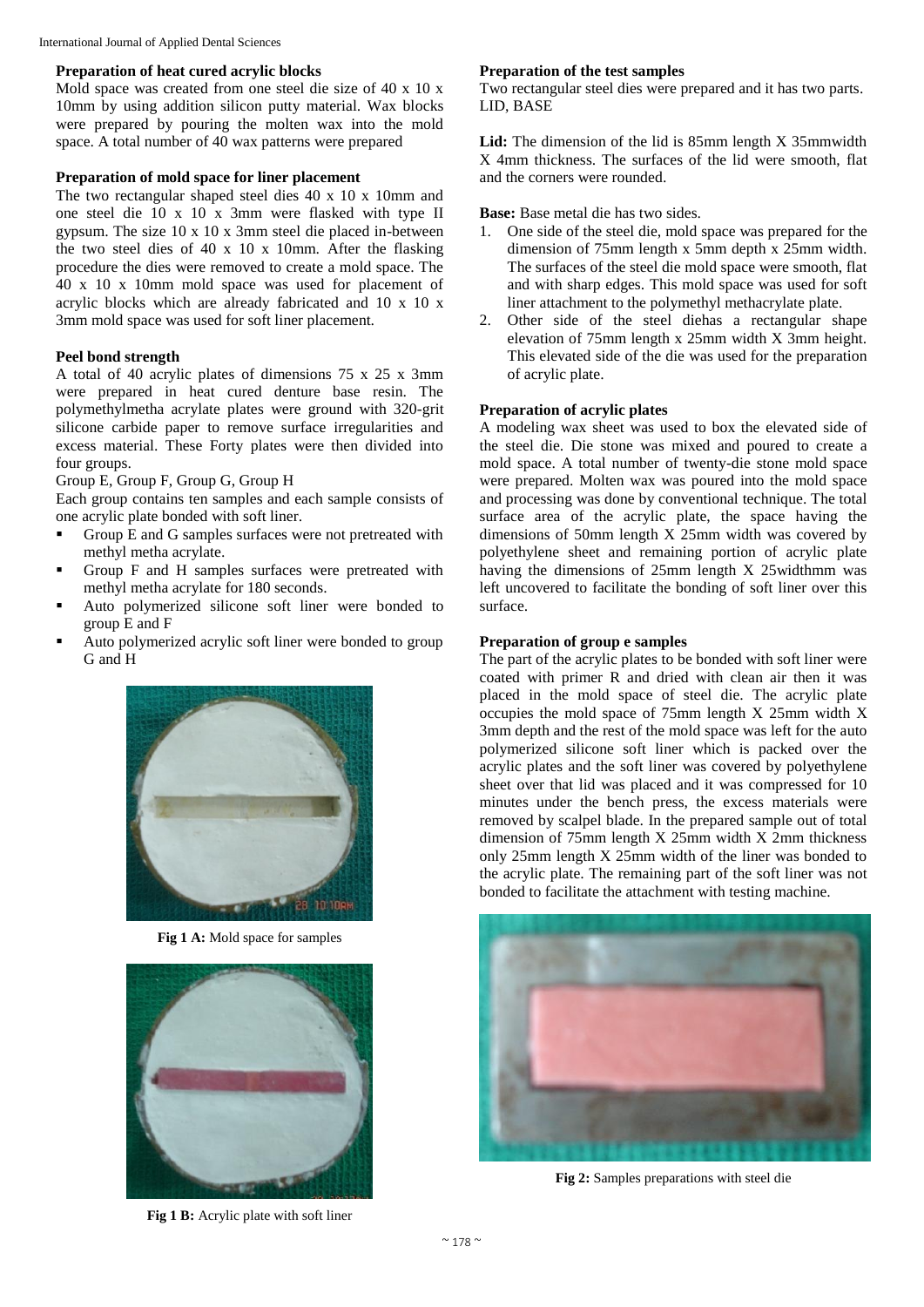### Preparation of heat cured acrylic blocks

Mold space was created from one steel die size of 40 x 10 x 10mm by using addition silicon putty material. Wax blocks were prepared by pouring the molten wax into the mold space. A total number of 40 wax patterns were prepared

### Preparation of mold space for liner placement

The two rectangular shaped steel dies 40 x 10 x 10mm and one steel die 10 x 10 x 3mm were flasked with type II gypsum. The size 10 x 10 x 3mm steel die placed in-between the two steel dies of 40 x 10 x 10mm. After the flasking procedure the dies were removed to create a mold space. The 40 x 10 x 10mm mold space was used for placement of acrylic blocks which are already fabricated and 10 x 10 x 3mm mold space was used for soft liner placement.

### Peel bond strength

A total of 40 acrylic plates of dimensions 75 x 25 x 3mm were prepared in heat cured denture base resin. The polymethylmetha acrylate plates were ground with 320-grit silicone carbide paper to remove surface irregularities and excess material. These Forty plates were then divided into four groups.

Group E, Group F, Group G, Group H

Each group contains ten samples and each sample consists of one acrylic plate bonded with soft liner.

- Group E and G samples surfaces were not pretreated with methyl metha acrylate.
- Group F and H samples surfaces were pretreated with methyl metha acrylate for 180 seconds.
- Auto polymerized silicone soft liner were bonded to group E and F
- Auto polymerized acrylic soft liner were bonded to group G and H

**Fig 1 A:** Mold space for samples

**Fig 1 B:** Acrylic plate with soft liner

### Preparation of the test samples

Two rectangular steel dies were prepared and it has two parts. LID, BASE

**Lid:** The dimension of the lid is 85mm length X 35mmwidth X 4mm thickness. The surfaces of the lid were smooth, flat and the corners were rounded.

**Base:** Base metal die has two sides.

1. One side of the steel die, mold space was prepared for the dimension of 75mm length x 5mm depth x 25mm width. The surfaces of the steel die mold space were smooth, flat and with sharp edges. This mold space was used for soft liner attachment to the polymethyl methacrylate plate.
2. Other side of the steel diehas a rectangular shape elevation of 75mm length x 25mm width X 3mm height. This elevated side of the die was used for the preparation of acrylic plate.

### Preparation of acrylic plates

A modeling wax sheet was used to box the elevated side of the steel die. Die stone was mixed and poured to create a mold space. A total number of twenty-die stone mold space were prepared. Molten wax was poured into the mold space and processing was done by conventional technique. The total surface area of the acrylic plate, the space having the dimensions of 50mm length X 25mm width was covered by polyethylene sheet and remaining portion of acrylic plate having the dimensions of 25mm length X 25widthmm was left uncovered to facilitate the bonding of soft liner over this surface.

### Preparation of group e samples

The part of the acrylic plates to be bonded with soft liner were coated with primer R and dried with clean air then it was placed in the mold space of steel die. The acrylic plate occupies the mold space of 75mm length X 25mm width X 3mm depth and the rest of the mold space was left for the auto polymerized silicone soft liner which is packed over the acrylic plates and the soft liner was covered by polyethylene sheet over that lid was placed and it was compressed for 10 minutes under the bench press, the excess materials were removed by scalpel blade. In the prepared sample out of total dimension of 75mm length X 25mm width X 2mm thickness only 25mm length X 25mm width of the liner was bonded to the acrylic plate. The remaining part of the soft liner was not bonded to facilitate the attachment with testing machine.

**Fig 2:** Samples preparations with steel die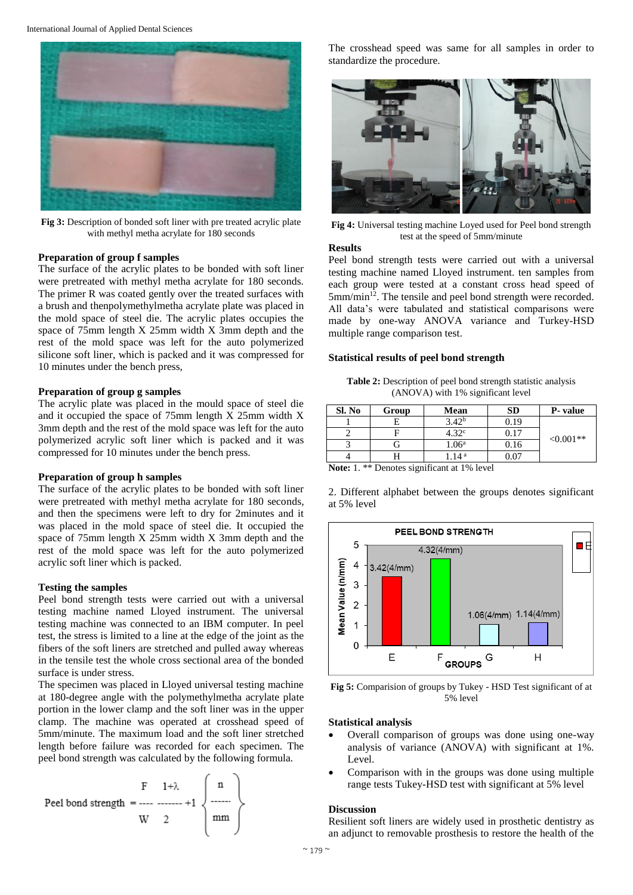**Fig 3:** Description of bonded soft liner with pre treated acrylic plate with methyl metha acrylate for 180 seconds

### Preparation of group f samples

The surface of the acrylic plates to be bonded with soft liner were pretreated with methyl metha acrylate for 180 seconds. The primer R was coated gently over the treated surfaces with a brush and thenpolymethylmetha acrylate plate was placed in the mold space of steel die. The acrylic plates occupies the space of 75mm length X 25mm width X 3mm depth and the rest of the mold space was left for the auto polymerized silicone soft liner, which is packed and it was compressed for 10 minutes under the bench press,

### Preparation of group g samples

The acrylic plate was placed in the mould space of steel die and it occupied the space of 75mm length X 25mm width X 3mm depth and the rest of the mold space was left for the auto polymerized acrylic soft liner which is packed and it was compressed for 10 minutes under the bench press.

### Preparation of group h samples

The surface of the acrylic plates to be bonded with soft liner were pretreated with methyl metha acrylate for 180 seconds, and then the specimens were left to dry for 2minutes and it was placed in the mold space of steel die. It occupied the space of 75mm length X 25mm width X 3mm depth and the rest of the mold space was left for the auto polymerized acrylic soft liner which is packed.

### Testing the samples

Peel bond strength tests were carried out with a universal testing machine named Lloyed instrument. The universal testing machine was connected to an IBM computer. In peel test, the stress is limited to a line at the edge of the joint as the fibers of the soft liners are stretched and pulled away whereas in the tensile test the whole cross sectional area of the bonded surface is under stress.

The specimen was placed in Lloyed universal testing machine at 180-degree angle with the polymethylmetha acrylate plate portion in the lower clamp and the soft liner was in the upper clamp. The machine was operated at crosshead speed of 5mm/minute. The maximum load and the soft liner stretched length before failure was recorded for each specimen. The peel bond strength was calculated by the following formula.

$$\text{Peel bond strength} = \frac{F}{W}\,\frac{1+\lambda}{2} + 1 \left\{ \frac{n}{mm} \right\}$$

The crosshead speed was same for all samples in order to standardize the procedure.

**Fig 4:** Universal testing machine Loyed used for Peel bond strength test at the speed of 5mm/minute

### Results

Peel bond strength tests were carried out with a universal testing machine named Lloyed instrument. ten samples from each group were tested at a constant cross head speed of 5mm/min[12]. The tensile and peel bond strength were recorded. All data's were tabulated and statistical comparisons were made by one-way ANOVA variance and Turkey-HSD multiple range comparison test.

### Statistical results of peel bond strength

**Table 2:** Description of peel bond strength statistic analysis (ANOVA) with 1% significant level

| Sl. No | Group | Mean | SD | P- value |
|---|---|---|---|---|
| 1 | E | $3.42^{b}$ | 0.19 | <0.001** |
| 2 | F | $4.32^{c}$ | 0.17 | |
| 3 | G | $1.06^{a}$ | 0.16 | |
| 4 | H | $1.14^{a}$ | 0.07 | |

**Note:** 1. ** Denotes significant at 1% level

2. Different alphabet between the groups denotes significant at 5% level

**Fig 5:** Comparision of groups by Tukey - HSD Test significant of at 5% level

### Statistical analysis

- Overall comparison of groups was done using one-way analysis of variance (ANOVA) with significant at 1%. Level.
- Comparison with in the groups was done using multiple range tests Tukey-HSD test with significant at 5% level

### Discussion

Resilient soft liners are widely used in prosthetic dentistry as an adjunct to removable prosthesis to restore the health of the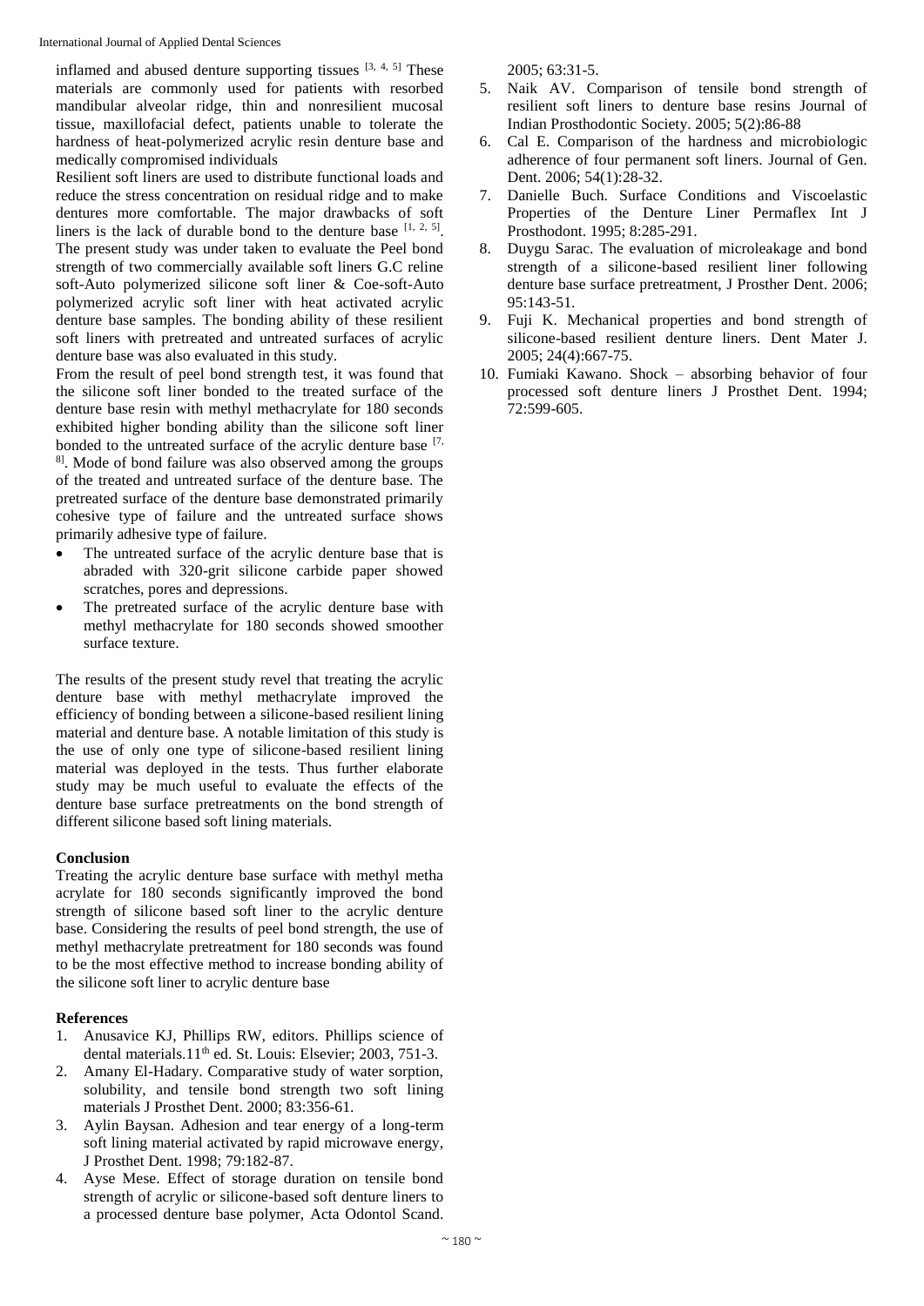inflamed and abused denture supporting tissues [3, 4, 5] These materials are commonly used for patients with resorbed mandibular alveolar ridge, thin and nonresilient mucosal tissue, maxillofacial defect, patients unable to tolerate the hardness of heat-polymerized acrylic resin denture base and medically compromised individuals

Resilient soft liners are used to distribute functional loads and reduce the stress concentration on residual ridge and to make dentures more comfortable. The major drawbacks of soft liners is the lack of durable bond to the denture base [1, 2, 5]. The present study was under taken to evaluate the Peel bond strength of two commercially available soft liners G.C reline soft-Auto polymerized silicone soft liner & Coe-soft-Auto polymerized acrylic soft liner with heat activated acrylic denture base samples. The bonding ability of these resilient soft liners with pretreated and untreated surfaces of acrylic denture base was also evaluated in this study.

From the result of peel bond strength test, it was found that the silicone soft liner bonded to the treated surface of the denture base resin with methyl methacrylate for 180 seconds exhibited higher bonding ability than the silicone soft liner bonded to the untreated surface of the acrylic denture base [7, 8]. Mode of bond failure was also observed among the groups of the treated and untreated surface of the denture base. The pretreated surface of the denture base demonstrated primarily cohesive type of failure and the untreated surface shows primarily adhesive type of failure.

- The untreated surface of the acrylic denture base that is abraded with 320-grit silicone carbide paper showed scratches, pores and depressions.
- The pretreated surface of the acrylic denture base with methyl methacrylate for 180 seconds showed smoother surface texture.

The results of the present study revel that treating the acrylic denture base with methyl methacrylate improved the efficiency of bonding between a silicone-based resilient lining material and denture base. A notable limitation of this study is the use of only one type of silicone-based resilient lining material was deployed in the tests. Thus further elaborate study may be much useful to evaluate the effects of the denture base surface pretreatments on the bond strength of different silicone based soft lining materials.

## Conclusion

Treating the acrylic denture base surface with methyl metha acrylate for 180 seconds significantly improved the bond strength of silicone based soft liner to the acrylic denture base. Considering the results of peel bond strength, the use of methyl methacrylate pretreatment for 180 seconds was found to be the most effective method to increase bonding ability of the silicone soft liner to acrylic denture base

## References

1. Anusavice KJ, Phillips RW, editors. Phillips science of dental materials.11th ed. St. Louis: Elsevier; 2003, 751-3.
2. Amany El-Hadary. Comparative study of water sorption, solubility, and tensile bond strength two soft lining materials J Prosthet Dent. 2000; 83:356-61.
3. Aylin Baysan. Adhesion and tear energy of a long-term soft lining material activated by rapid microwave energy, J Prosthet Dent. 1998; 79:182-87.
4. Ayse Mese. Effect of storage duration on tensile bond strength of acrylic or silicone-based soft denture liners to a processed denture base polymer, Acta Odontol Scand. 2005; 63:31-5.
5. Naik AV. Comparison of tensile bond strength of resilient soft liners to denture base resins Journal of Indian Prosthodontic Society. 2005; 5(2):86-88
6. Cal E. Comparison of the hardness and microbiologic adherence of four permanent soft liners. Journal of Gen. Dent. 2006; 54(1):28-32.
7. Danielle Buch. Surface Conditions and Viscoelastic Properties of the Denture Liner Permaflex Int J Prosthodont. 1995; 8:285-291.
8. Duygu Sarac. The evaluation of microleakage and bond strength of a silicone-based resilient liner following denture base surface pretreatment, J Prosther Dent. 2006; 95:143-51.
9. Fuji K. Mechanical properties and bond strength of silicone-based resilient denture liners. Dent Mater J. 2005; 24(4):667-75.
10. Fumiaki Kawano. Shock – absorbing behavior of four processed soft denture liners J Prosthet Dent. 1994; 72:599-605.